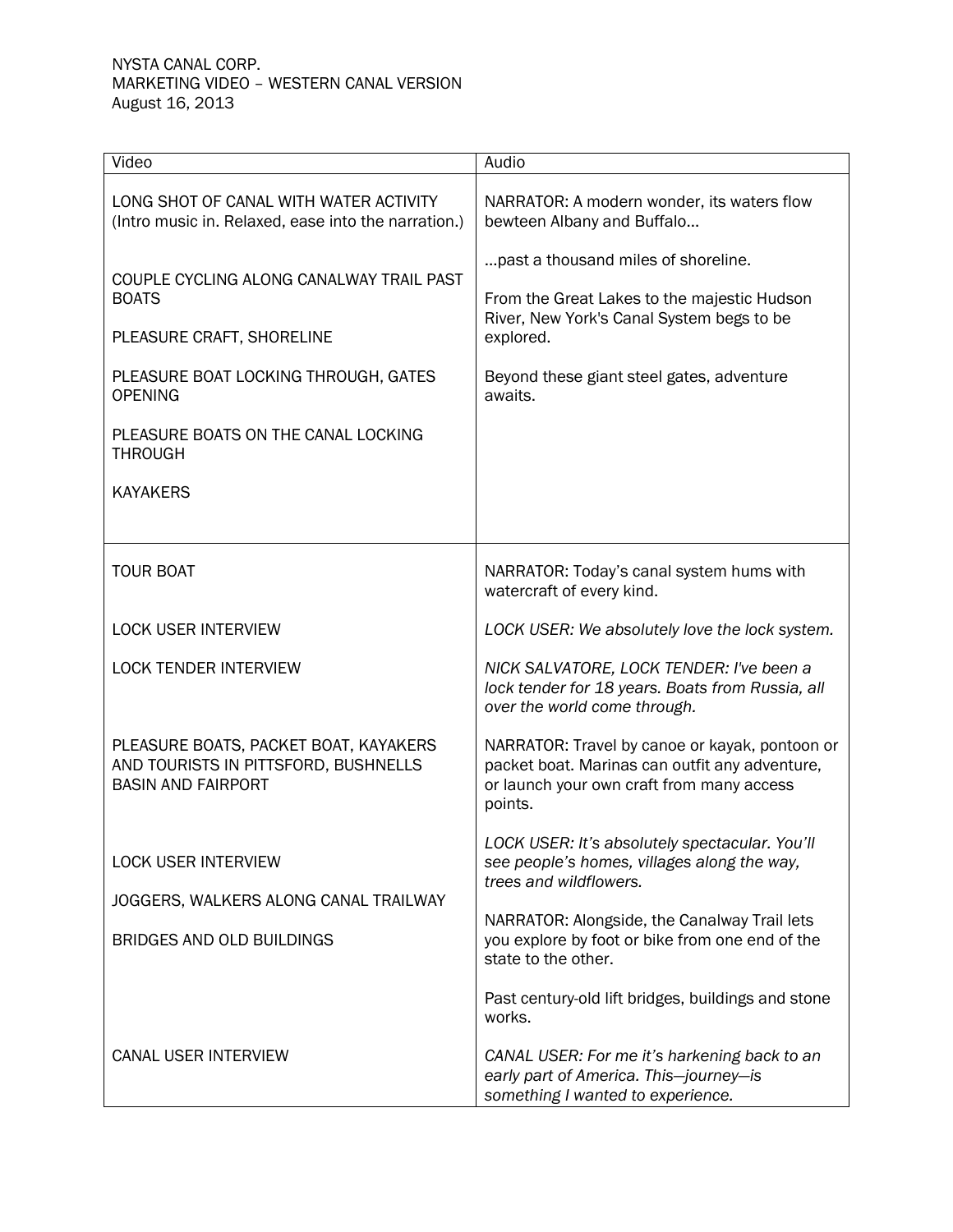NYSTA CANAL CORP.
MARKETING VIDEO – WESTERN CANAL VERSION
August 16, 2013

| Video | Audio |
|---|---|
| LONG SHOT OF CANAL WITH WATER ACTIVITY (Intro music in. Relaxed, ease into the narration.)<br><br>COUPLE CYCLING ALONG CANALWAY TRAIL PAST BOATS<br><br>PLEASURE CRAFT, SHORELINE<br><br>PLEASURE BOAT LOCKING THROUGH, GATES OPENING<br><br>PLEASURE BOATS ON THE CANAL LOCKING THROUGH<br><br>KAYAKERS | NARRATOR: A modern wonder, its waters flow bewteen Albany and Buffalo…<br><br>…past a thousand miles of shoreline.<br><br>From the Great Lakes to the majestic Hudson River, New York's Canal System begs to be explored.<br><br>Beyond these giant steel gates, adventure awaits. |
| TOUR BOAT<br><br>LOCK USER INTERVIEW<br><br>LOCK TENDER INTERVIEW<br><br>PLEASURE BOATS, PACKET BOAT, KAYAKERS AND TOURISTS IN PITTSFORD, BUSHNELLS BASIN AND FAIRPORT<br><br>LOCK USER INTERVIEW<br><br>JOGGERS, WALKERS ALONG CANAL TRAILWAY<br><br>BRIDGES AND OLD BUILDINGS<br><br>CANAL USER INTERVIEW | NARRATOR: Today's canal system hums with watercraft of every kind.<br><br>*LOCK USER: We absolutely love the lock system.*<br><br>*NICK SALVATORE, LOCK TENDER: I've been a lock tender for 18 years. Boats from Russia, all over the world come through.*<br><br>NARRATOR: Travel by canoe or kayak, pontoon or packet boat. Marinas can outfit any adventure, or launch your own craft from many access points.<br><br>*LOCK USER: It's absolutely spectacular. You'll see people's homes, villages along the way, trees and wildflowers.*<br><br>NARRATOR: Alongside, the Canalway Trail lets you explore by foot or bike from one end of the state to the other.<br><br>Past century-old lift bridges, buildings and stone works.<br><br>*CANAL USER: For me it's harkening back to an early part of America. This—journey—is something I wanted to experience.* |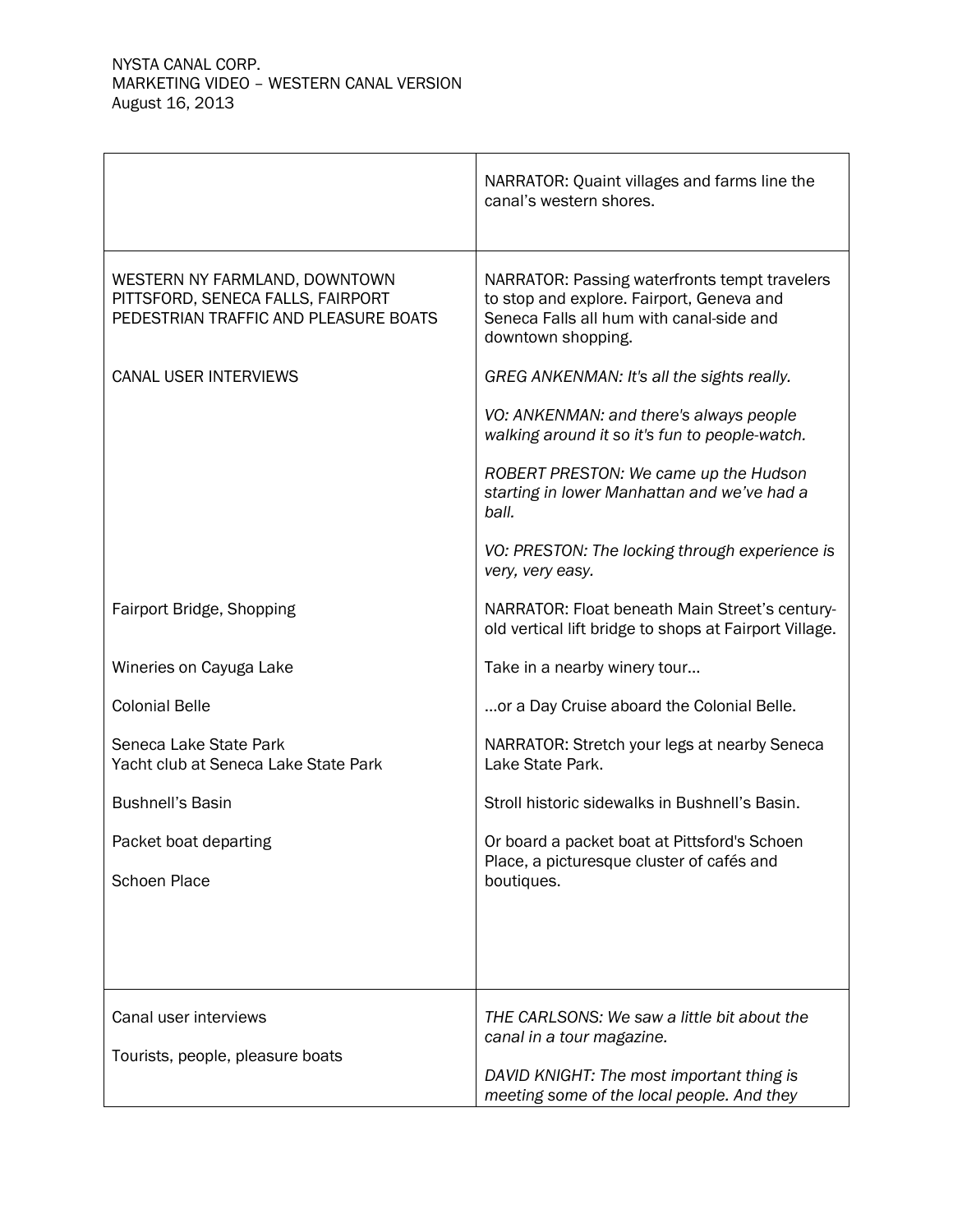NYSTA CANAL CORP.
MARKETING VIDEO – WESTERN CANAL VERSION
August 16, 2013

| | |
|---|---|
| | NARRATOR: Quaint villages and farms line the canal's western shores. |
| WESTERN NY FARMLAND, DOWNTOWN PITTSFORD, SENECA FALLS, FAIRPORT PEDESTRIAN TRAFFIC AND PLEASURE BOATS<br><br>CANAL USER INTERVIEWS<br><br><br><br><br><br><br><br><br>Fairport Bridge, Shopping<br><br>Wineries on Cayuga Lake<br><br>Colonial Belle<br><br>Seneca Lake State Park<br>Yacht club at Seneca Lake State Park<br><br>Bushnell's Basin<br><br>Packet boat departing<br><br>Schoen Place | NARRATOR: Passing waterfronts tempt travelers to stop and explore. Fairport, Geneva and Seneca Falls all hum with canal-side and downtown shopping.<br><br>*GREG ANKENMAN: It's all the sights really.*<br><br>*VO: ANKENMAN: and there's always people walking around it so it's fun to people-watch.*<br><br>*ROBERT PRESTON: We came up the Hudson starting in lower Manhattan and we've had a ball.*<br><br>*VO: PRESTON: The locking through experience is very, very easy.*<br><br>NARRATOR: Float beneath Main Street's century-old vertical lift bridge to shops at Fairport Village.<br><br>Take in a nearby winery tour…<br><br>…or a Day Cruise aboard the Colonial Belle.<br><br>NARRATOR: Stretch your legs at nearby Seneca Lake State Park.<br><br>Stroll historic sidewalks in Bushnell's Basin.<br><br>Or board a packet boat at Pittsford's Schoen Place, a picturesque cluster of cafés and boutiques. |
| Canal user interviews<br><br>Tourists, people, pleasure boats | *THE CARLSONS: We saw a little bit about the canal in a tour magazine.*<br><br>*DAVID KNIGHT: The most important thing is meeting some of the local people. And they* |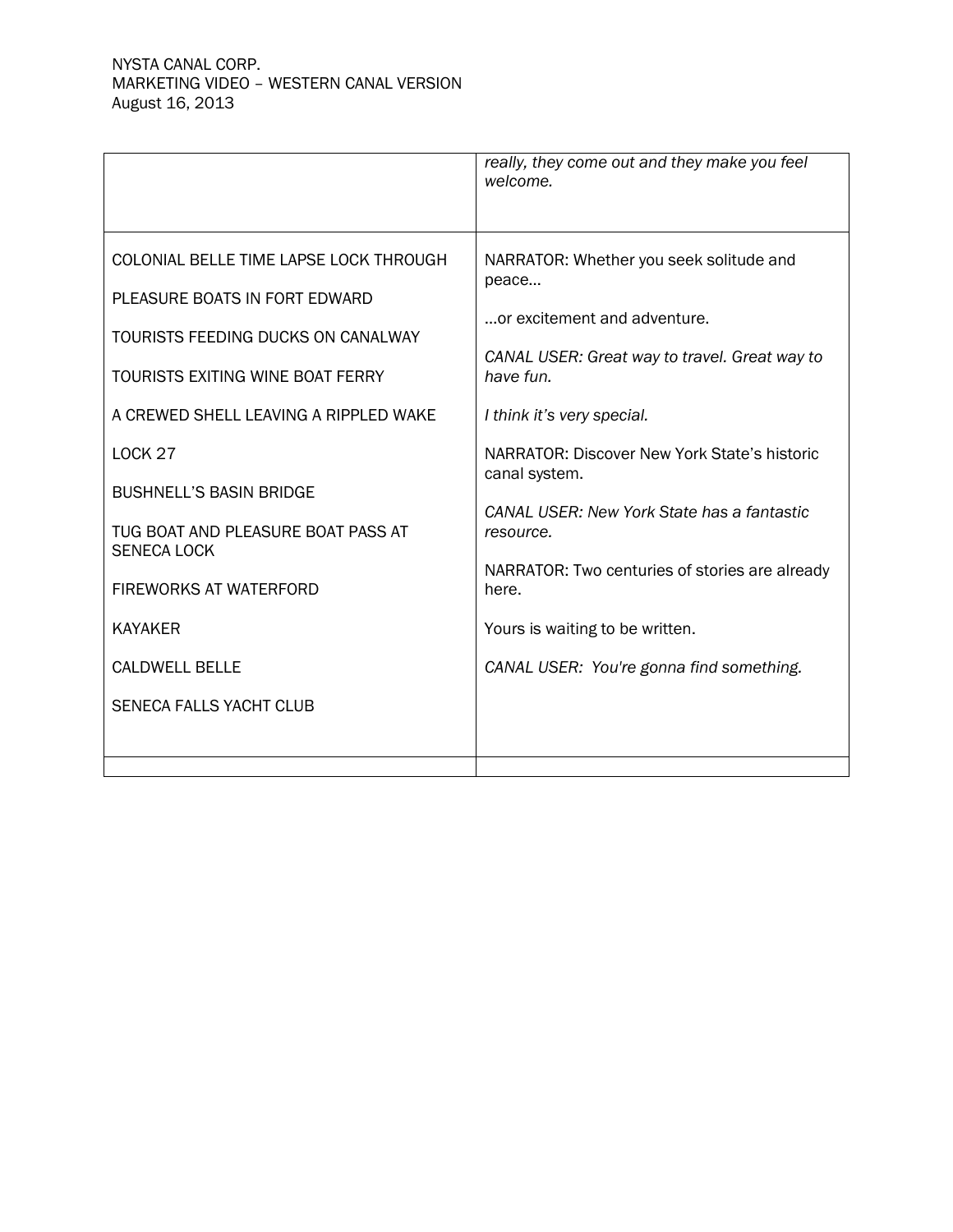| | |
|---|---|
| | *really, they come out and they make you feel welcome.* |
| COLONIAL BELLE TIME LAPSE LOCK THROUGH<br><br>PLEASURE BOATS IN FORT EDWARD<br><br>TOURISTS FEEDING DUCKS ON CANALWAY<br><br>TOURISTS EXITING WINE BOAT FERRY<br><br>A CREWED SHELL LEAVING A RIPPLED WAKE<br><br>LOCK 27<br><br>BUSHNELL'S BASIN BRIDGE<br><br>TUG BOAT AND PLEASURE BOAT PASS AT SENECA LOCK<br><br>FIREWORKS AT WATERFORD<br><br>KAYAKER<br><br>CALDWELL BELLE<br><br>SENECA FALLS YACHT CLUB | NARRATOR: Whether you seek solitude and peace…<br><br>…or excitement and adventure.<br><br>*CANAL USER: Great way to travel. Great way to have fun.*<br><br>*I think it's very special.*<br><br>NARRATOR: Discover New York State's historic canal system.<br><br>*CANAL USER: New York State has a fantastic resource.*<br><br>NARRATOR: Two centuries of stories are already here.<br><br>Yours is waiting to be written.<br><br>*CANAL USER: You're gonna find something.* |
| | |